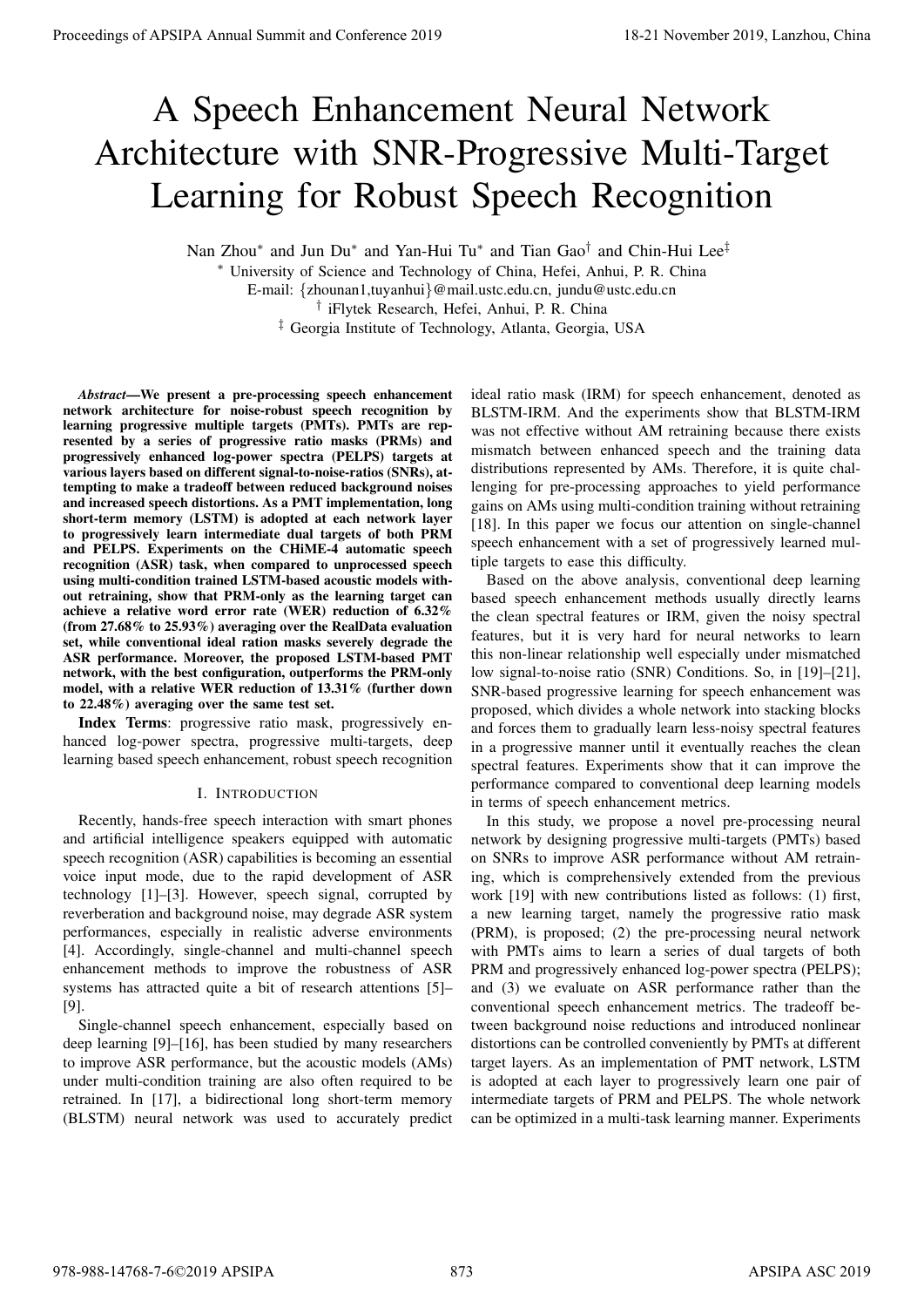# A Speech Enhancement Neural Network Architecture with SNR-Progressive Multi-Target Learning for Robust Speech Recognition

Nan Zhou[*] and Jun Du[*] and Yan-Hui Tu[*] and Tian Gao[†] and Chin-Hui Lee[‡]

[*] University of Science and Technology of China, Hefei, Anhui, P. R. China

E-mail: {zhounan1,tuyanhui}@mail.ustc.edu.cn, jundu@ustc.edu.cn

[†] iFlytek Research, Hefei, Anhui, P. R. China

[‡] Georgia Institute of Technology, Atlanta, Georgia, USA

***Abstract*—We present a pre-processing speech enhancement network architecture for noise-robust speech recognition by learning progressive multiple targets (PMTs). PMTs are represented by a series of progressive ratio masks (PRMs) and progressively enhanced log-power spectra (PELPS) targets at various layers based on different signal-to-noise-ratios (SNRs), attempting to make a tradeoff between reduced background noises and increased speech distortions. As a PMT implementation, long short-term memory (LSTM) is adopted at each network layer to progressively learn intermediate dual targets of both PRM and PELPS. Experiments on the CHiME-4 automatic speech recognition (ASR) task, when compared to unprocessed speech using multi-condition trained LSTM-based acoustic models without retraining, show that PRM-only as the learning target can achieve a relative word error rate (WER) reduction of 6.32% (from 27.68% to 25.93%) averaging over the RealData evaluation set, while conventional ideal ration masks severely degrade the ASR performance. Moreover, the proposed LSTM-based PMT network, with the best configuration, outperforms the PRM-only model, with a relative WER reduction of 13.31% (further down to 22.48%) averaging over the same test set.**

**Index Terms**: progressive ratio mask, progressively enhanced log-power spectra, progressive multi-targets, deep learning based speech enhancement, robust speech recognition

## I. Introduction

Recently, hands-free speech interaction with smart phones and artificial intelligence speakers equipped with automatic speech recognition (ASR) capabilities is becoming an essential voice input mode, due to the rapid development of ASR technology [1]–[3]. However, speech signal, corrupted by reverberation and background noise, may degrade ASR system performances, especially in realistic adverse environments [4]. Accordingly, single-channel and multi-channel speech enhancement methods to improve the robustness of ASR systems has attracted quite a bit of research attentions [5]–[9].

Single-channel speech enhancement, especially based on deep learning [9]–[16], has been studied by many researchers to improve ASR performance, but the acoustic models (AMs) under multi-condition training are also often required to be retrained. In [17], a bidirectional long short-term memory (BLSTM) neural network was used to accurately predict ideal ratio mask (IRM) for speech enhancement, denoted as BLSTM-IRM. And the experiments show that BLSTM-IRM was not effective without AM retraining because there exists mismatch between enhanced speech and the training data distributions represented by AMs. Therefore, it is quite challenging for pre-processing approaches to yield performance gains on AMs using multi-condition training without retraining [18]. In this paper we focus our attention on single-channel speech enhancement with a set of progressively learned multiple targets to ease this difficulty.

Based on the above analysis, conventional deep learning based speech enhancement methods usually directly learns the clean spectral features or IRM, given the noisy spectral features, but it is very hard for neural networks to learn this non-linear relationship well especially under mismatched low signal-to-noise ratio (SNR) Conditions. So, in [19]–[21], SNR-based progressive learning for speech enhancement was proposed, which divides a whole network into stacking blocks and forces them to gradually learn less-noisy spectral features in a progressive manner until it eventually reaches the clean spectral features. Experiments show that it can improve the performance compared to conventional deep learning models in terms of speech enhancement metrics.

In this study, we propose a novel pre-processing neural network by designing progressive multi-targets (PMTs) based on SNRs to improve ASR performance without AM retraining, which is comprehensively extended from the previous work [19] with new contributions listed as follows: (1) first, a new learning target, namely the progressive ratio mask (PRM), is proposed; (2) the pre-processing neural network with PMTs aims to learn a series of dual targets of both PRM and progressively enhanced log-power spectra (PELPS); and (3) we evaluate on ASR performance rather than the conventional speech enhancement metrics. The tradeoff between background noise reductions and introduced nonlinear distortions can be controlled conveniently by PMTs at different target layers. As an implementation of PMT network, LSTM is adopted at each layer to progressively learn one pair of intermediate targets of PRM and PELPS. The whole network can be optimized in a multi-task learning manner. Experiments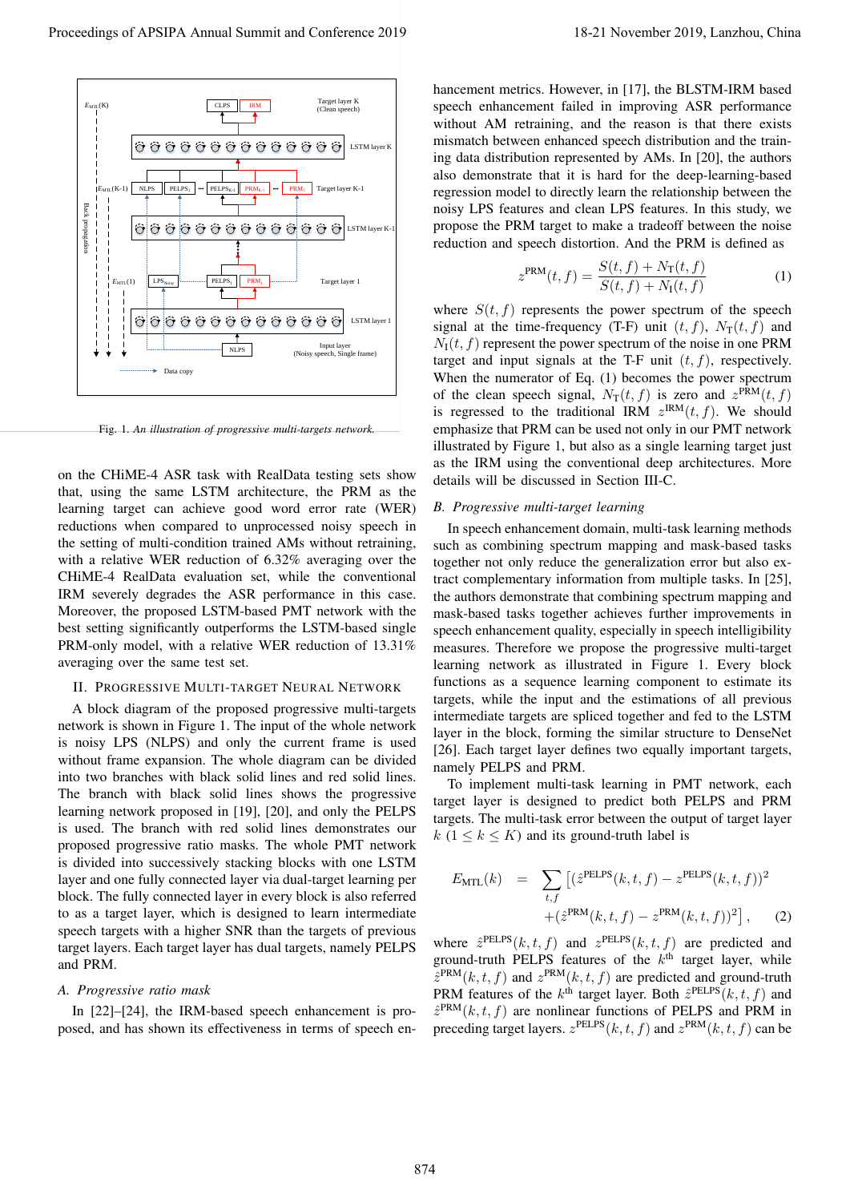Fig. 1. *An illustration of progressive multi-targets network.*

on the CHiME-4 ASR task with RealData testing sets show that, using the same LSTM architecture, the PRM as the learning target can achieve good word error rate (WER) reductions when compared to unprocessed noisy speech in the setting of multi-condition trained AMs without retraining, with a relative WER reduction of 6.32% averaging over the CHiME-4 RealData evaluation set, while the conventional IRM severely degrades the ASR performance in this case. Moreover, the proposed LSTM-based PMT network with the best setting significantly outperforms the LSTM-based single PRM-only model, with a relative WER reduction of 13.31% averaging over the same test set.

## II. Progressive Multi-Target Neural Network

A block diagram of the proposed progressive multi-targets network is shown in Figure 1. The input of the whole network is noisy LPS (NLPS) and only the current frame is used without frame expansion. The whole diagram can be divided into two branches with black solid lines and red solid lines. The branch with black solid lines shows the progressive learning network proposed in [19], [20], and only the PELPS is used. The branch with red solid lines demonstrates our proposed progressive ratio masks. The whole PMT network is divided into successively stacking blocks with one LSTM layer and one fully connected layer via dual-target learning per block. The fully connected layer in every block is also referred to as a target layer, which is designed to learn intermediate speech targets with a higher SNR than the targets of previous target layers. Each target layer has dual targets, namely PELPS and PRM.

### A. Progressive ratio mask

In [22]–[24], the IRM-based speech enhancement is proposed, and has shown its effectiveness in terms of speech enhancement metrics. However, in [17], the BLSTM-IRM based speech enhancement failed in improving ASR performance without AM retraining, and the reason is that there exists mismatch between enhanced speech distribution and the training data distribution represented by AMs. In [20], the authors also demonstrate that it is hard for the deep-learning-based regression model to directly learn the relationship between the noisy LPS features and clean LPS features. In this study, we propose the PRM target to make a tradeoff between the noise reduction and speech distortion. And the PRM is defined as

$$z^{\text{PRM}}(t,f) = \frac{S(t,f) + N_{\text{T}}(t,f)}{S(t,f) + N_{\text{I}}(t,f)} \tag{1}$$

where $S(t,f)$ represents the power spectrum of the speech signal at the time-frequency (T-F) unit $(t,f)$, $N_{\text{T}}(t,f)$ and $N_{\text{I}}(t,f)$ represent the power spectrum of the noise in one PRM target and input signals at the T-F unit $(t,f)$, respectively. When the numerator of Eq. (1) becomes the power spectrum of the clean speech signal, $N_{\text{T}}(t,f)$ is zero and $z^{\text{PRM}}(t,f)$ is regressed to the traditional IRM $z^{\text{IRM}}(t,f)$. We should emphasize that PRM can be used not only in our PMT network illustrated by Figure 1, but also as a single learning target just as the IRM using the conventional deep architectures. More details will be discussed in Section III-C.

### B. Progressive multi-target learning

In speech enhancement domain, multi-task learning methods such as combining spectrum mapping and mask-based tasks together not only reduce the generalization error but also extract complementary information from multiple tasks. In [25], the authors demonstrate that combining spectrum mapping and mask-based tasks together achieves further improvements in speech enhancement quality, especially in speech intelligibility measures. Therefore we propose the progressive multi-target learning network as illustrated in Figure 1. Every block functions as a sequence learning component to estimate its targets, while the input and the estimations of all previous intermediate targets are spliced together and fed to the LSTM layer in the block, forming the similar structure to DenseNet [26]. Each target layer defines two equally important targets, namely PELPS and PRM.

To implement multi-task learning in PMT network, each target layer is designed to predict both PELPS and PRM targets. The multi-task error between the output of target layer $k$ $(1 \leq k \leq K)$ and its ground-truth label is

$$\begin{aligned} E_{\text{MTL}}(k) \quad = \quad & \sum_{t,f} \left[ (\hat{z}^{\text{PELPS}}(k,t,f) - z^{\text{PELPS}}(k,t,f))^2 \right. \\ & \left. + (\hat{z}^{\text{PRM}}(k,t,f) - z^{\text{PRM}}(k,t,f))^2 \right], \end{aligned} \tag{2}$$

where $\hat{z}^{\text{PELPS}}(k,t,f)$ and $z^{\text{PELPS}}(k,t,f)$ are predicted and ground-truth PELPS features of the $k^{\text{th}}$ target layer, while $\hat{z}^{\text{PRM}}(k,t,f)$ and $z^{\text{PRM}}(k,t,f)$ are predicted and ground-truth PRM features of the $k^{\text{th}}$ target layer. Both $\hat{z}^{\text{PELPS}}(k,t,f)$ and $\hat{z}^{\text{PRM}}(k,t,f)$ are nonlinear functions of PELPS and PRM in preceding target layers. $z^{\text{PELPS}}(k,t,f)$ and $z^{\text{PRM}}(k,t,f)$ can be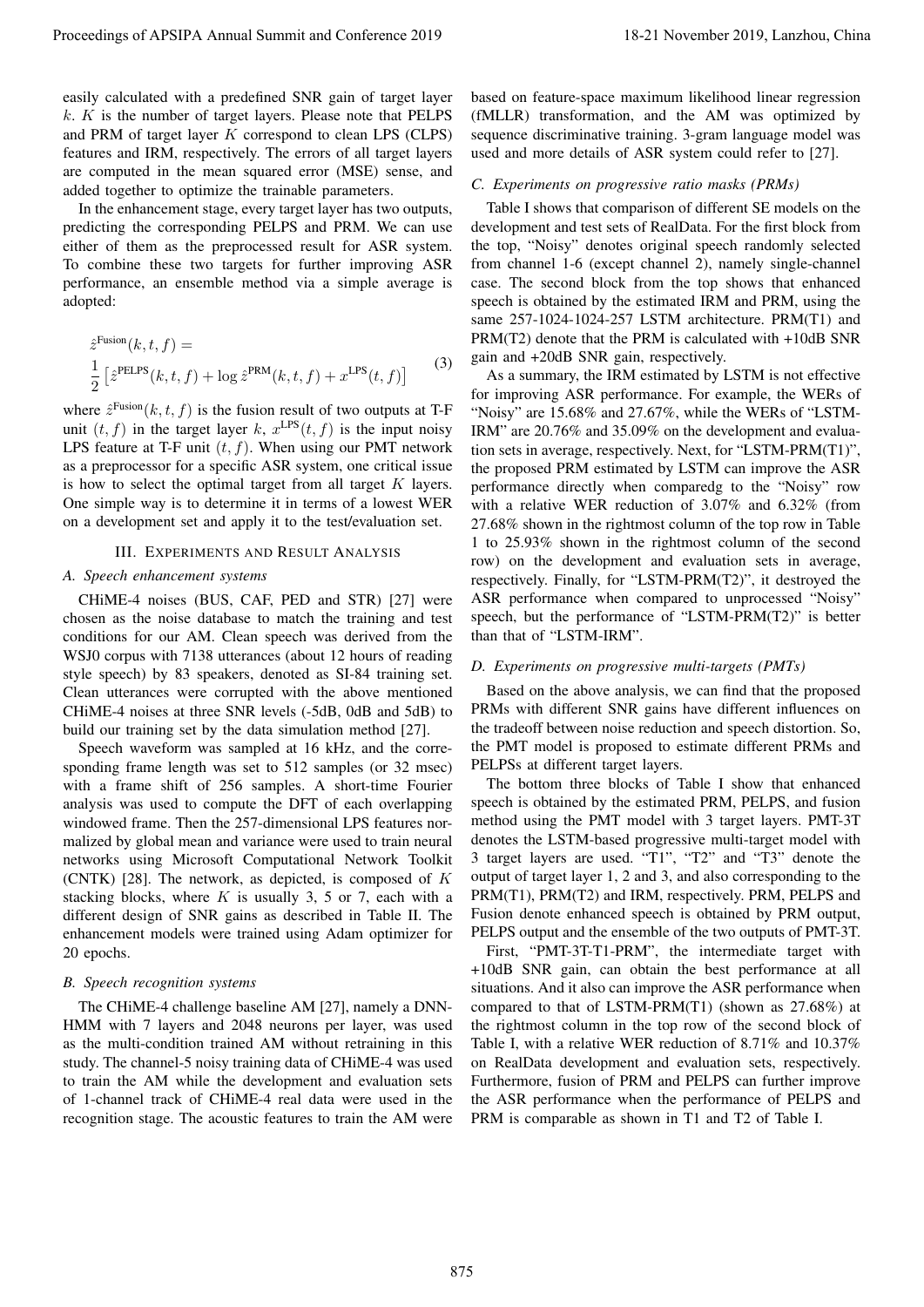easily calculated with a predefined SNR gain of target layer $k$. $K$ is the number of target layers. Please note that PELPS and PRM of target layer $K$ correspond to clean LPS (CLPS) features and IRM, respectively. The errors of all target layers are computed in the mean squared error (MSE) sense, and added together to optimize the trainable parameters.

In the enhancement stage, every target layer has two outputs, predicting the corresponding PELPS and PRM. We can use either of them as the preprocessed result for ASR system. To combine these two targets for further improving ASR performance, an ensemble method via a simple average is adopted:

$$\hat{z}^{\text{Fusion}}(k,t,f) = \frac{1}{2}\left[\hat{z}^{\text{PELPS}}(k,t,f) + \log \hat{z}^{\text{PRM}}(k,t,f) + x^{\text{LPS}}(t,f)\right] \tag{3}$$

where $\hat{z}^{\text{Fusion}}(k,t,f)$ is the fusion result of two outputs at T-F unit $(t,f)$ in the target layer $k$, $x^{\text{LPS}}(t,f)$ is the input noisy LPS feature at T-F unit $(t,f)$. When using our PMT network as a preprocessor for a specific ASR system, one critical issue is how to select the optimal target from all target $K$ layers. One simple way is to determine it in terms of a lowest WER on a development set and apply it to the test/evaluation set.

## III. Experiments and Result Analysis

### A. Speech enhancement systems

CHiME-4 noises (BUS, CAF, PED and STR) [27] were chosen as the noise database to match the training and test conditions for our AM. Clean speech was derived from the WSJ0 corpus with 7138 utterances (about 12 hours of reading style speech) by 83 speakers, denoted as SI-84 training set. Clean utterances were corrupted with the above mentioned CHiME-4 noises at three SNR levels (-5dB, 0dB and 5dB) to build our training set by the data simulation method [27].

Speech waveform was sampled at 16 kHz, and the corresponding frame length was set to 512 samples (or 32 msec) with a frame shift of 256 samples. A short-time Fourier analysis was used to compute the DFT of each overlapping windowed frame. Then the 257-dimensional LPS features normalized by global mean and variance were used to train neural networks using Microsoft Computational Network Toolkit (CNTK) [28]. The network, as depicted, is composed of $K$ stacking blocks, where $K$ is usually 3, 5 or 7, each with a different design of SNR gains as described in Table II. The enhancement models were trained using Adam optimizer for 20 epochs.

### B. Speech recognition systems

The CHiME-4 challenge baseline AM [27], namely a DNN-HMM with 7 layers and 2048 neurons per layer, was used as the multi-condition trained AM without retraining in this study. The channel-5 noisy training data of CHiME-4 was used to train the AM while the development and evaluation sets of 1-channel track of CHiME-4 real data were used in the recognition stage. The acoustic features to train the AM were based on feature-space maximum likelihood linear regression (fMLLR) transformation, and the AM was optimized by sequence discriminative training. 3-gram language model was used and more details of ASR system could refer to [27].

### C. Experiments on progressive ratio masks (PRMs)

Table I shows that comparison of different SE models on the development and test sets of RealData. For the first block from the top, "Noisy" denotes original speech randomly selected from channel 1-6 (except channel 2), namely single-channel case. The second block from the top shows that enhanced speech is obtained by the estimated IRM and PRM, using the same 257-1024-1024-257 LSTM architecture. PRM(T1) and PRM(T2) denote that the PRM is calculated with +10dB SNR gain and +20dB SNR gain, respectively.

As a summary, the IRM estimated by LSTM is not effective for improving ASR performance. For example, the WERs of "Noisy" are 15.68% and 27.67%, while the WERs of "LSTM-IRM" are 20.76% and 35.09% on the development and evaluation sets in average, respectively. Next, for "LSTM-PRM(T1)", the proposed PRM estimated by LSTM can improve the ASR performance directly when comparedg to the "Noisy" row with a relative WER reduction of 3.07% and 6.32% (from 27.68% shown in the rightmost column of the top row in Table 1 to 25.93% shown in the rightmost column of the second row) on the development and evaluation sets in average, respectively. Finally, for "LSTM-PRM(T2)", it destroyed the ASR performance when compared to unprocessed "Noisy" speech, but the performance of "LSTM-PRM(T2)" is better than that of "LSTM-IRM".

### D. Experiments on progressive multi-targets (PMTs)

Based on the above analysis, we can find that the proposed PRMs with different SNR gains have different influences on the tradeoff between noise reduction and speech distortion. So, the PMT model is proposed to estimate different PRMs and PELPSs at different target layers.

The bottom three blocks of Table I show that enhanced speech is obtained by the estimated PRM, PELPS, and fusion method using the PMT model with 3 target layers. PMT-3T denotes the LSTM-based progressive multi-target model with 3 target layers are used. "T1", "T2" and "T3" denote the output of target layer 1, 2 and 3, and also corresponding to the PRM(T1), PRM(T2) and IRM, respectively. PRM, PELPS and Fusion denote enhanced speech is obtained by PRM output, PELPS output and the ensemble of the two outputs of PMT-3T.

First, "PMT-3T-T1-PRM", the intermediate target with +10dB SNR gain, can obtain the best performance at all situations. And it also can improve the ASR performance when compared to that of LSTM-PRM(T1) (shown as 27.68%) at the rightmost column in the top row of the second block of Table I, with a relative WER reduction of 8.71% and 10.37% on RealData development and evaluation sets, respectively. Furthermore, fusion of PRM and PELPS can further improve the ASR performance when the performance of PELPS and PRM is comparable as shown in T1 and T2 of Table I.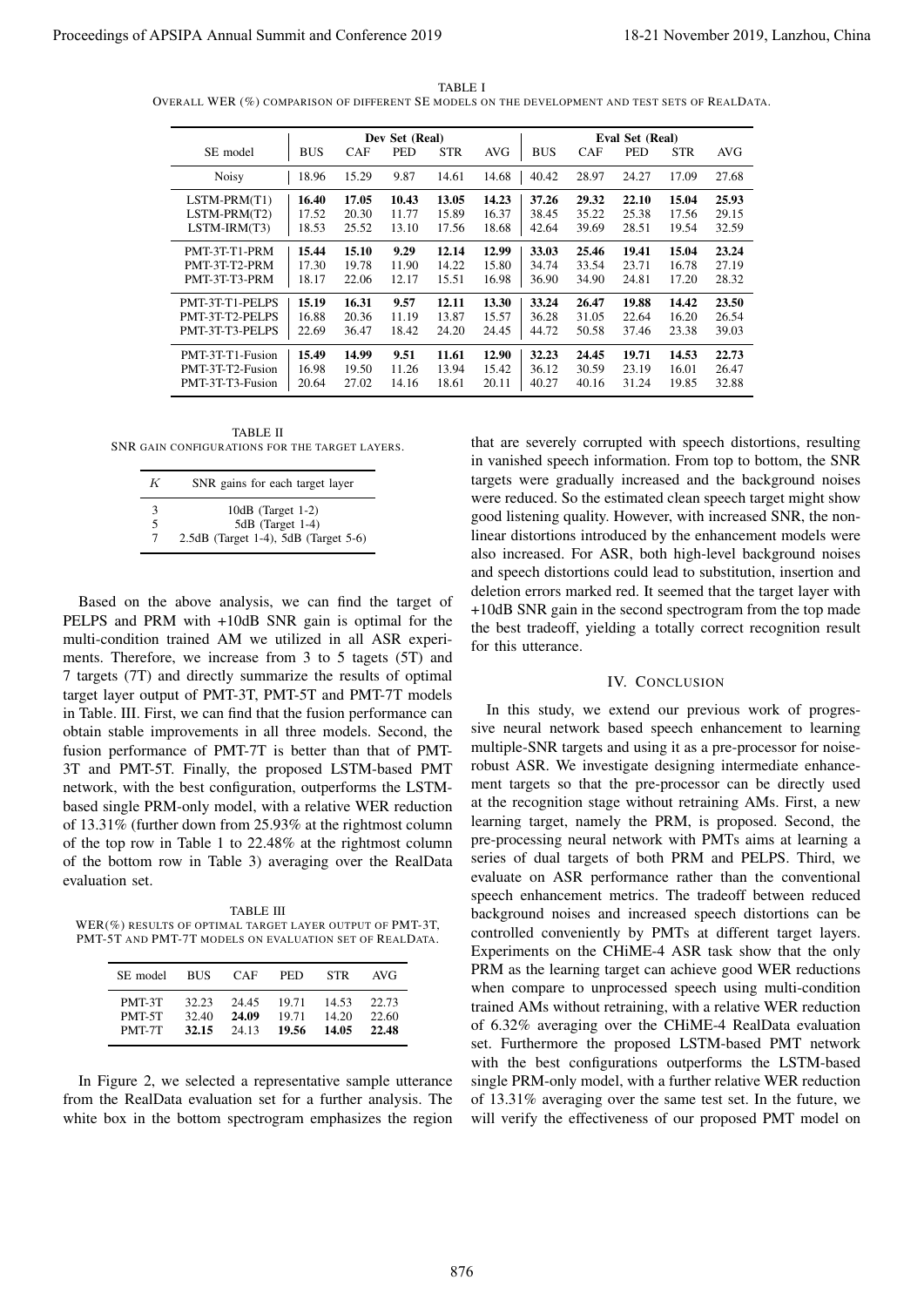TABLE I
OVERALL WER (%) COMPARISON OF DIFFERENT SE MODELS ON THE DEVELOPMENT AND TEST SETS OF REALDATA.

| SE model | Dev Set (Real) | | | | | Eval Set (Real) | | | | |
|---|---|---|---|---|---|---|---|---|---|---|
| | BUS | CAF | PED | STR | AVG | BUS | CAF | PED | STR | AVG |
| Noisy | 18.96 | 15.29 | 9.87 | 14.61 | 14.68 | 40.42 | 28.97 | 24.27 | 17.09 | 27.68 |
| LSTM-PRM(T1) | **16.40** | **17.05** | **10.43** | **13.05** | **14.23** | **37.26** | **29.32** | **22.10** | **15.04** | **25.93** |
| LSTM-PRM(T2) | 17.52 | 20.30 | 11.77 | 15.89 | 16.37 | 38.45 | 35.22 | 25.38 | 17.56 | 29.15 |
| LSTM-IRM(T3) | 18.53 | 25.52 | 13.10 | 17.56 | 18.68 | 42.64 | 39.69 | 28.51 | 19.54 | 32.59 |
| PMT-3T-T1-PRM | **15.44** | **15.10** | **9.29** | **12.14** | **12.99** | **33.03** | **25.46** | **19.41** | **15.04** | **23.24** |
| PMT-3T-T2-PRM | 17.30 | 19.78 | 11.90 | 14.22 | 15.80 | 34.74 | 33.54 | 23.71 | 16.78 | 27.19 |
| PMT-3T-T3-PRM | 18.17 | 22.06 | 12.17 | 15.51 | 16.98 | 36.90 | 34.90 | 24.81 | 17.20 | 28.32 |
| PMT-3T-T1-PELPS | **15.19** | **16.31** | **9.57** | **12.11** | **13.30** | **33.24** | **26.47** | **19.88** | **14.42** | **23.50** |
| PMT-3T-T2-PELPS | 16.88 | 20.36 | 11.19 | 13.87 | 15.57 | 36.28 | 31.05 | 22.64 | 16.20 | 26.54 |
| PMT-3T-T3-PELPS | 22.69 | 36.47 | 18.42 | 24.20 | 24.45 | 44.72 | 50.58 | 37.46 | 23.38 | 39.03 |
| PMT-3T-T1-Fusion | **15.49** | **14.99** | **9.51** | **11.61** | **12.90** | **32.23** | **24.45** | **19.71** | **14.53** | **22.73** |
| PMT-3T-T2-Fusion | 16.98 | 19.50 | 11.26 | 13.94 | 15.42 | 36.12 | 30.59 | 23.19 | 16.01 | 26.47 |
| PMT-3T-T3-Fusion | 20.64 | 27.02 | 14.16 | 18.61 | 20.11 | 40.27 | 40.16 | 31.24 | 19.85 | 32.88 |

TABLE II
SNR GAIN CONFIGURATIONS FOR THE TARGET LAYERS.

| $K$ | SNR gains for each target layer |
|---|---|
| 3 | 10dB (Target 1-2) |
| 5 | 5dB (Target 1-4) |
| 7 | 2.5dB (Target 1-4), 5dB (Target 5-6) |

Based on the above analysis, we can find the target of PELPS and PRM with +10dB SNR gain is optimal for the multi-condition trained AM we utilized in all ASR experiments. Therefore, we increase from 3 to 5 tagets (5T) and 7 targets (7T) and directly summarize the results of optimal target layer output of PMT-3T, PMT-5T and PMT-7T models in Table. III. First, we can find that the fusion performance can obtain stable improvements in all three models. Second, the fusion performance of PMT-7T is better than that of PMT-3T and PMT-5T. Finally, the proposed LSTM-based PMT network, with the best configuration, outperforms the LSTM-based single PRM-only model, with a relative WER reduction of 13.31% (further down from 25.93% at the rightmost column of the top row in Table 1 to 22.48% at the rightmost column of the bottom row in Table 3) averaging over the RealData evaluation set.

TABLE III
WER(%) RESULTS OF OPTIMAL TARGET LAYER OUTPUT OF PMT-3T, PMT-5T AND PMT-7T MODELS ON EVALUATION SET OF REALDATA.

| SE model | BUS | CAF | PED | STR | AVG |
|---|---|---|---|---|---|
| PMT-3T | 32.23 | 24.45 | 19.71 | 14.53 | 22.73 |
| PMT-5T | 32.40 | **24.09** | 19.71 | 14.20 | 22.60 |
| PMT-7T | **32.15** | 24.13 | **19.56** | **14.05** | **22.48** |

In Figure 2, we selected a representative sample utterance from the RealData evaluation set for a further analysis. The white box in the bottom spectrogram emphasizes the region that are severely corrupted with speech distortions, resulting in vanished speech information. From top to bottom, the SNR targets were gradually increased and the background noises were reduced. So the estimated clean speech target might show good listening quality. However, with increased SNR, the non-linear distortions introduced by the enhancement models were also increased. For ASR, both high-level background noises and speech distortions could lead to substitution, insertion and deletion errors marked red. It seemed that the target layer with +10dB SNR gain in the second spectrogram from the top made the best tradeoff, yielding a totally correct recognition result for this utterance.

## IV. CONCLUSION

In this study, we extend our previous work of progressive neural network based speech enhancement to learning multiple-SNR targets and using it as a pre-processor for noise-robust ASR. We investigate designing intermediate enhancement targets so that the pre-processor can be directly used at the recognition stage without retraining AMs. First, a new learning target, namely the PRM, is proposed. Second, the pre-processing neural network with PMTs aims at learning a series of dual targets of both PRM and PELPS. Third, we evaluate on ASR performance rather than the conventional speech enhancement metrics. The tradeoff between reduced background noises and increased speech distortions can be controlled conveniently by PMTs at different target layers. Experiments on the CHiME-4 ASR task show that the only PRM as the learning target can achieve good WER reductions when compare to unprocessed speech using multi-condition trained AMs without retraining, with a relative WER reduction of 6.32% averaging over the CHiME-4 RealData evaluation set. Furthermore the proposed LSTM-based PMT network with the best configurations outperforms the LSTM-based single PRM-only model, with a further relative WER reduction of 13.31% averaging over the same test set. In the future, we will verify the effectiveness of our proposed PMT model on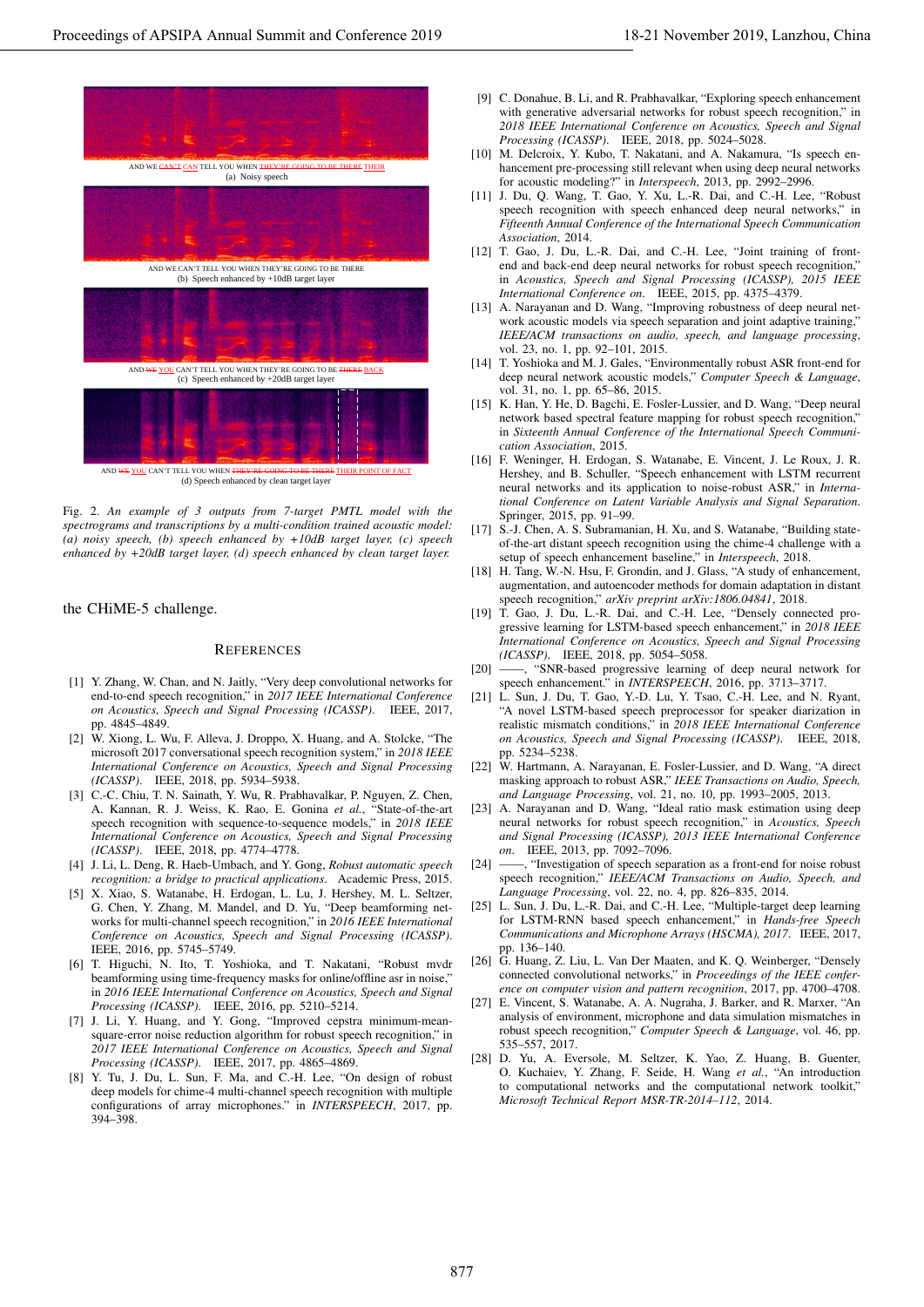AND WE CAN'T CAN TELL YOU WHEN THEY'RE GOING TO BE THERE THEIR
(a) Noisy speech

AND WE CAN'T TELL YOU WHEN THEY'RE GOING TO BE THERE
(b) Speech enhanced by +10dB target layer

AND WE YOU CAN'T TELL YOU WHEN THEY'RE GOING TO BE THERE BACK
(c) Speech enhanced by +20dB target layer

AND WE YOU CAN'T TELL YOU WHEN THEY'RE GOING TO BE THERE THEIR POINT OF FACT
(d) Speech enhanced by clean target layer

Fig. 2. *An example of 3 outputs from 7-target PMTL model with the spectrograms and transcriptions by a multi-condition trained acoustic model: (a) noisy speech, (b) speech enhanced by +10dB target layer, (c) speech enhanced by +20dB target layer, (d) speech enhanced by clean target layer.*

the CHiME-5 challenge.

## References

[1] Y. Zhang, W. Chan, and N. Jaitly, "Very deep convolutional networks for end-to-end speech recognition," in *2017 IEEE International Conference on Acoustics, Speech and Signal Processing (ICASSP)*. IEEE, 2017, pp. 4845–4849.

[2] W. Xiong, L. Wu, F. Alleva, J. Droppo, X. Huang, and A. Stolcke, "The microsoft 2017 conversational speech recognition system," in *2018 IEEE International Conference on Acoustics, Speech and Signal Processing (ICASSP)*. IEEE, 2018, pp. 5934–5938.

[3] C.-C. Chiu, T. N. Sainath, Y. Wu, R. Prabhavalkar, P. Nguyen, Z. Chen, A. Kannan, R. J. Weiss, K. Rao, E. Gonina *et al.*, "State-of-the-art speech recognition with sequence-to-sequence models," in *2018 IEEE International Conference on Acoustics, Speech and Signal Processing (ICASSP)*. IEEE, 2018, pp. 4774–4778.

[4] J. Li, L. Deng, R. Haeb-Umbach, and Y. Gong, *Robust automatic speech recognition: a bridge to practical applications*. Academic Press, 2015.

[5] X. Xiao, S. Watanabe, H. Erdogan, L. Lu, J. Hershey, M. L. Seltzer, G. Chen, Y. Zhang, M. Mandel, and D. Yu, "Deep beamforming networks for multi-channel speech recognition," in *2016 IEEE International Conference on Acoustics, Speech and Signal Processing (ICASSP)*. IEEE, 2016, pp. 5745–5749.

[6] T. Higuchi, N. Ito, T. Yoshioka, and T. Nakatani, "Robust mvdr beamforming using time-frequency masks for online/offline asr in noise," in *2016 IEEE International Conference on Acoustics, Speech and Signal Processing (ICASSP)*. IEEE, 2016, pp. 5210–5214.

[7] J. Li, Y. Huang, and Y. Gong, "Improved cepstra minimum-mean-square-error noise reduction algorithm for robust speech recognition," in *2017 IEEE International Conference on Acoustics, Speech and Signal Processing (ICASSP)*. IEEE, 2017, pp. 4865–4869.

[8] Y. Tu, J. Du, L. Sun, F. Ma, and C.-H. Lee, "On design of robust deep models for chime-4 multi-channel speech recognition with multiple configurations of array microphones." in *INTERSPEECH*, 2017, pp. 394–398.

[9] C. Donahue, B. Li, and R. Prabhavalkar, "Exploring speech enhancement with generative adversarial networks for robust speech recognition," in *2018 IEEE International Conference on Acoustics, Speech and Signal Processing (ICASSP)*. IEEE, 2018, pp. 5024–5028.

[10] M. Delcroix, Y. Kubo, T. Nakatani, and A. Nakamura, "Is speech enhancement pre-processing still relevant when using deep neural networks for acoustic modeling?" in *Interspeech*, 2013, pp. 2992–2996.

[11] J. Du, Q. Wang, T. Gao, Y. Xu, L.-R. Dai, and C.-H. Lee, "Robust speech recognition with speech enhanced deep neural networks," in *Fifteenth Annual Conference of the International Speech Communication Association*, 2014.

[12] T. Gao, J. Du, L.-R. Dai, and C.-H. Lee, "Joint training of front-end and back-end deep neural networks for robust speech recognition," in *Acoustics, Speech and Signal Processing (ICASSP), 2015 IEEE International Conference on*. IEEE, 2015, pp. 4375–4379.

[13] A. Narayanan and D. Wang, "Improving robustness of deep neural network acoustic models via speech separation and joint adaptive training," *IEEE/ACM transactions on audio, speech, and language processing*, vol. 23, no. 1, pp. 92–101, 2015.

[14] T. Yoshioka and M. J. Gales, "Environmentally robust ASR front-end for deep neural network acoustic models," *Computer Speech & Language*, vol. 31, no. 1, pp. 65–86, 2015.

[15] K. Han, Y. He, D. Bagchi, E. Fosler-Lussier, and D. Wang, "Deep neural network based spectral feature mapping for robust speech recognition," in *Sixteenth Annual Conference of the International Speech Communication Association*, 2015.

[16] F. Weninger, H. Erdogan, S. Watanabe, E. Vincent, J. Le Roux, J. R. Hershey, and B. Schuller, "Speech enhancement with LSTM recurrent neural networks and its application to noise-robust ASR," in *International Conference on Latent Variable Analysis and Signal Separation*. Springer, 2015, pp. 91–99.

[17] S.-J. Chen, A. S. Subramanian, H. Xu, and S. Watanabe, "Building state-of-the-art distant speech recognition using the chime-4 challenge with a setup of speech enhancement baseline," in *Interspeech*, 2018.

[18] H. Tang, W.-N. Hsu, F. Grondin, and J. Glass, "A study of enhancement, augmentation, and autoencoder methods for domain adaptation in distant speech recognition," *arXiv preprint arXiv:1806.04841*, 2018.

[19] T. Gao, J. Du, L.-R. Dai, and C.-H. Lee, "Densely connected progressive learning for LSTM-based speech enhancement," in *2018 IEEE International Conference on Acoustics, Speech and Signal Processing (ICASSP)*. IEEE, 2018, pp. 5054–5058.

[20] ——, "SNR-based progressive learning of deep neural network for speech enhancement." in *INTERSPEECH*, 2016, pp. 3713–3717.

[21] L. Sun, J. Du, T. Gao, Y.-D. Lu, Y. Tsao, C.-H. Lee, and N. Ryant, "A novel LSTM-based speech preprocessor for speaker diarization in realistic mismatch conditions," in *2018 IEEE International Conference on Acoustics, Speech and Signal Processing (ICASSP)*. IEEE, 2018, pp. 5234–5238.

[22] W. Hartmann, A. Narayanan, E. Fosler-Lussier, and D. Wang, "A direct masking approach to robust ASR," *IEEE Transactions on Audio, Speech, and Language Processing*, vol. 21, no. 10, pp. 1993–2005, 2013.

[23] A. Narayanan and D. Wang, "Ideal ratio mask estimation using deep neural networks for robust speech recognition," in *Acoustics, Speech and Signal Processing (ICASSP), 2013 IEEE International Conference on*. IEEE, 2013, pp. 7092–7096.

[24] ——, "Investigation of speech separation as a front-end for noise robust speech recognition," *IEEE/ACM Transactions on Audio, Speech, and Language Processing*, vol. 22, no. 4, pp. 826–835, 2014.

[25] L. Sun, J. Du, L.-R. Dai, and C.-H. Lee, "Multiple-target deep learning for LSTM-RNN based speech enhancement," in *Hands-free Speech Communications and Microphone Arrays (HSCMA), 2017*. IEEE, 2017, pp. 136–140.

[26] G. Huang, Z. Liu, L. Van Der Maaten, and K. Q. Weinberger, "Densely connected convolutional networks," in *Proceedings of the IEEE conference on computer vision and pattern recognition*, 2017, pp. 4700–4708.

[27] E. Vincent, S. Watanabe, A. A. Nugraha, J. Barker, and R. Marxer, "An analysis of environment, microphone and data simulation mismatches in robust speech recognition," *Computer Speech & Language*, vol. 46, pp. 535–557, 2017.

[28] D. Yu, A. Eversole, M. Seltzer, K. Yao, Z. Huang, B. Guenter, O. Kuchaiev, Y. Zhang, F. Seide, H. Wang *et al.*, "An introduction to computational networks and the computational network toolkit," *Microsoft Technical Report MSR-TR-2014–112*, 2014.